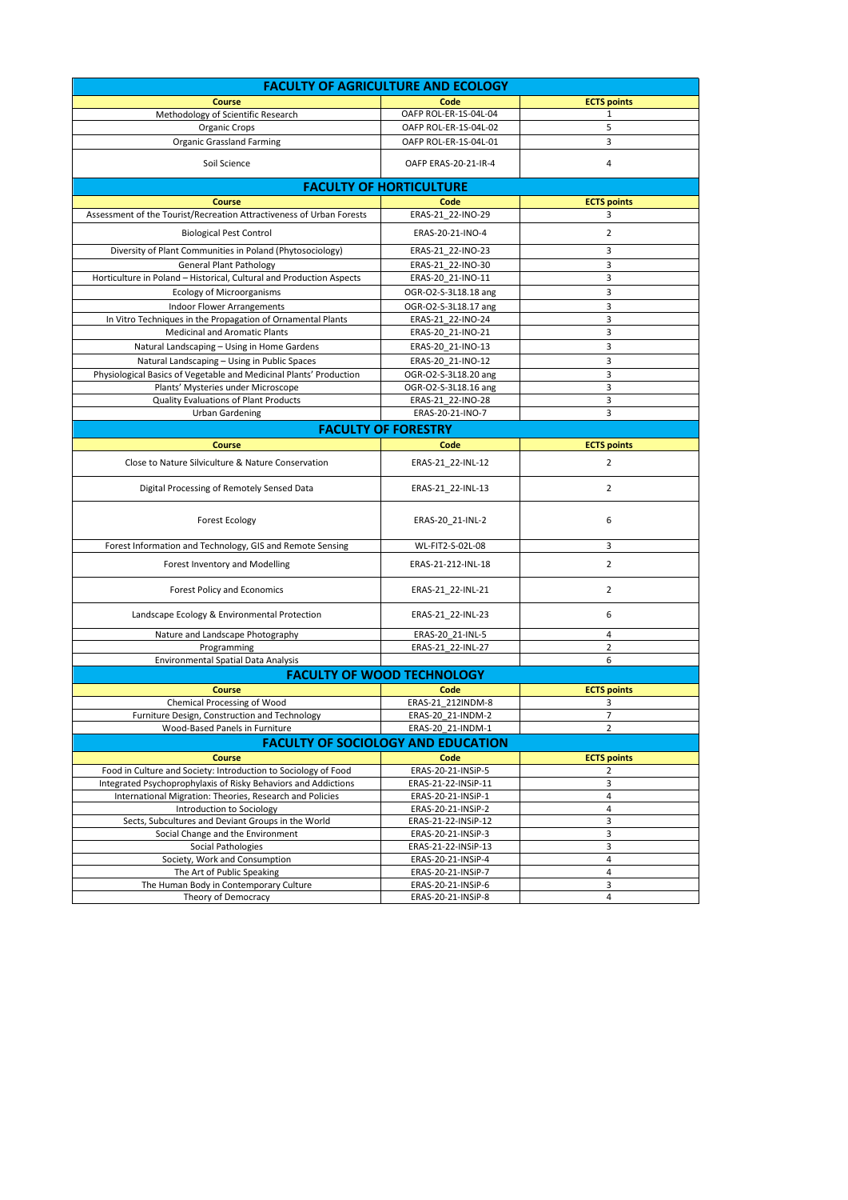## FACULTY OF AGRICULTURE AND ECOLOGY

| Course | Code | ECTS points |
|---|---|---|
| Methodology of Scientific Research | OAFP ROL-ER-1S-04L-04 | 1 |
| Organic Crops | OAFP ROL-ER-1S-04L-02 | 5 |
| Organic Grassland Farming | OAFP ROL-ER-1S-04L-01 | 3 |
| Soil Science | OAFP ERAS-20-21-IR-4 | 4 |

## FACULTY OF HORTICULTURE

| Course | Code | ECTS points |
|---|---|---|
| Assessment of the Tourist/Recreation Attractiveness of Urban Forests | ERAS-21_22-INO-29 | 3 |
| Biological Pest Control | ERAS-20-21-INO-4 | 2 |
| Diversity of Plant Communities in Poland (Phytosociology) | ERAS-21_22-INO-23 | 3 |
| General Plant Pathology | ERAS-21_22-INO-30 | 3 |
| Horticulture in Poland – Historical, Cultural and Production Aspects | ERAS-20_21-INO-11 | 3 |
| Ecology of Microorganisms | OGR-O2-S-3L18.18 ang | 3 |
| Indoor Flower Arrangements | OGR-O2-S-3L18.17 ang | 3 |
| In Vitro Techniques in the Propagation of Ornamental Plants | ERAS-21_22-INO-24 | 3 |
| Medicinal and Aromatic Plants | ERAS-20_21-INO-21 | 3 |
| Natural Landscaping – Using in Home Gardens | ERAS-20_21-INO-13 | 3 |
| Natural Landscaping – Using in Public Spaces | ERAS-20_21-INO-12 | 3 |
| Physiological Basics of Vegetable and Medicinal Plants' Production | OGR-O2-S-3L18.20 ang | 3 |
| Plants' Mysteries under Microscope | OGR-O2-S-3L18.16 ang | 3 |
| Quality Evaluations of Plant Products | ERAS-21_22-INO-28 | 3 |
| Urban Gardening | ERAS-20-21-INO-7 | 3 |

## FACULTY OF FORESTRY

| Course | Code | ECTS points |
|---|---|---|
| Close to Nature Silviculture & Nature Conservation | ERAS-21_22-INL-12 | 2 |
| Digital Processing of Remotely Sensed Data | ERAS-21_22-INL-13 | 2 |
| Forest Ecology | ERAS-20_21-INL-2 | 6 |
| Forest Information and Technology, GIS and Remote Sensing | WL-FIT2-S-02L-08 | 3 |
| Forest Inventory and Modelling | ERAS-21-212-INL-18 | 2 |
| Forest Policy and Economics | ERAS-21_22-INL-21 | 2 |
| Landscape Ecology & Environmental Protection | ERAS-21_22-INL-23 | 6 |
| Nature and Landscape Photography | ERAS-20_21-INL-5 | 4 |
| Programming | ERAS-21_22-INL-27 | 2 |
| Environmental Spatial Data Analysis | | 6 |

## FACULTY OF WOOD TECHNOLOGY

| Course | Code | ECTS points |
|---|---|---|
| Chemical Processing of Wood | ERAS-21_212INDM-8 | 3 |
| Furniture Design, Construction and Technology | ERAS-20_21-INDM-2 | 7 |
| Wood-Based Panels in Furniture | ERAS-20_21-INDM-1 | 2 |

## FACULTY OF SOCIOLOGY AND EDUCATION

| Course | Code | ECTS points |
|---|---|---|
| Food in Culture and Society: Introduction to Sociology of Food | ERAS-20-21-INSiP-5 | 2 |
| Integrated Psychoprophylaxis of Risky Behaviors and Addictions | ERAS-21-22-INSiP-11 | 3 |
| International Migration: Theories, Research and Policies | ERAS-20-21-INSiP-1 | 4 |
| Introduction to Sociology | ERAS-20-21-INSiP-2 | 4 |
| Sects, Subcultures and Deviant Groups in the World | ERAS-21-22-INSiP-12 | 3 |
| Social Change and the Environment | ERAS-20-21-INSiP-3 | 3 |
| Social Pathologies | ERAS-21-22-INSiP-13 | 3 |
| Society, Work and Consumption | ERAS-20-21-INSiP-4 | 4 |
| The Art of Public Speaking | ERAS-20-21-INSiP-7 | 4 |
| The Human Body in Contemporary Culture | ERAS-20-21-INSiP-6 | 3 |
| Theory of Democracy | ERAS-20-21-INSiP-8 | 4 |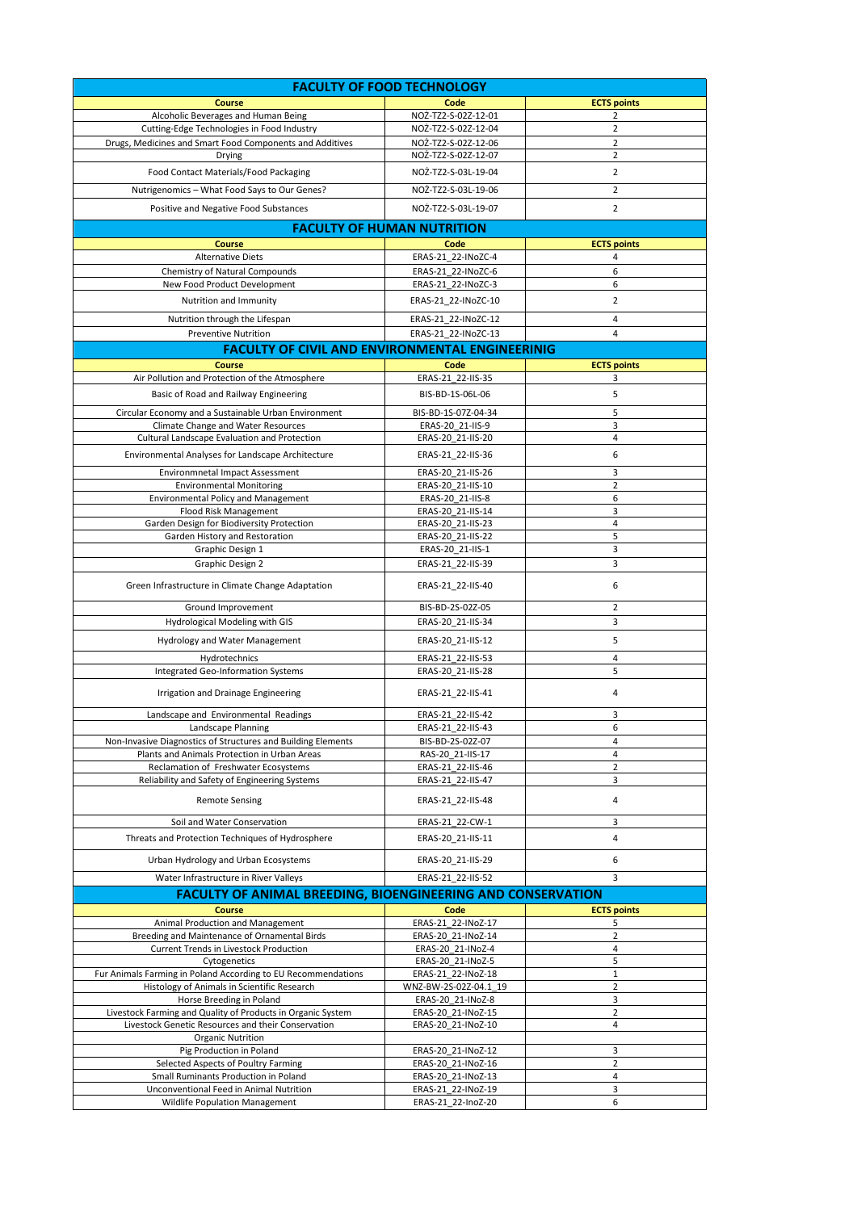## FACULTY OF FOOD TECHNOLOGY

| Course | Code | ECTS points |
|---|---|---|
| Alcoholic Beverages and Human Being | NOŻ-TZ2-S-02Z-12-01 | 2 |
| Cutting-Edge Technologies in Food Industry | NOŻ-TZ2-S-02Z-12-04 | 2 |
| Drugs, Medicines and Smart Food Components and Additives | NOŻ-TZ2-S-02Z-12-06 | 2 |
| Drying | NOŻ-TZ2-S-02Z-12-07 | 2 |
| Food Contact Materials/Food Packaging | NOŻ-TZ2-S-03L-19-04 | 2 |
| Nutrigenomics – What Food Says to Our Genes? | NOŻ-TZ2-S-03L-19-06 | 2 |
| Positive and Negative Food Substances | NOŻ-TZ2-S-03L-19-07 | 2 |

## FACULTY OF HUMAN NUTRITION

| Course | Code | ECTS points |
|---|---|---|
| Alternative Diets | ERAS-21_22-INoZC-4 | 4 |
| Chemistry of Natural Compounds | ERAS-21_22-INoZC-6 | 6 |
| New Food Product Development | ERAS-21_22-INoZC-3 | 6 |
| Nutrition and Immunity | ERAS-21_22-INoZC-10 | 2 |
| Nutrition through the Lifespan | ERAS-21_22-INoZC-12 | 4 |
| Preventive Nutrition | ERAS-21_22-INoZC-13 | 4 |

## FACULTY OF CIVIL AND ENVIRONMENTAL ENGINEERINIG

| Course | Code | ECTS points |
|---|---|---|
| Air Pollution and Protection of the Atmosphere | ERAS-21_22-IIS-35 | 3 |
| Basic of Road and Railway Engineering | BIS-BD-1S-06L-06 | 5 |
| Circular Economy and a Sustainable Urban Environment | BIS-BD-1S-07Z-04-34 | 5 |
| Climate Change and Water Resources | ERAS-20_21-IIS-9 | 3 |
| Cultural Landscape Evaluation and Protection | ERAS-20_21-IIS-20 | 4 |
| Environmental Analyses for Landscape Architecture | ERAS-21_22-IIS-36 | 6 |
| Environmnetal Impact Assessment | ERAS-20_21-IIS-26 | 3 |
| Environmental Monitoring | ERAS-20_21-IIS-10 | 2 |
| Environmental Policy and Management | ERAS-20_21-IIS-8 | 6 |
| Flood Risk Management | ERAS-20_21-IIS-14 | 3 |
| Garden Design for Biodiversity Protection | ERAS-20_21-IIS-23 | 4 |
| Garden History and Restoration | ERAS-20_21-IIS-22 | 5 |
| Graphic Design 1 | ERAS-20_21-IIS-1 | 3 |
| Graphic Design 2 | ERAS-21_22-IIS-39 | 3 |
| Green Infrastructure in Climate Change Adaptation | ERAS-21_22-IIS-40 | 6 |
| Ground Improvement | BIS-BD-2S-02Z-05 | 2 |
| Hydrological Modeling with GIS | ERAS-20_21-IIS-34 | 3 |
| Hydrology and Water Management | ERAS-20_21-IIS-12 | 5 |
| Hydrotechnics | ERAS-21_22-IIS-53 | 4 |
| Integrated Geo-Information Systems | ERAS-20_21-IIS-28 | 5 |
| Irrigation and Drainage Engineering | ERAS-21_22-IIS-41 | 4 |
| Landscape and Environmental Readings | ERAS-21_22-IIS-42 | 3 |
| Landscape Planning | ERAS-21_22-IIS-43 | 6 |
| Non-Invasive Diagnostics of Structures and Building Elements | BIS-BD-2S-02Z-07 | 4 |
| Plants and Animals Protection in Urban Areas | RAS-20_21-IIS-17 | 4 |
| Reclamation of Freshwater Ecosystems | ERAS-21_22-IIS-46 | 2 |
| Reliability and Safety of Engineering Systems | ERAS-21_22-IIS-47 | 3 |
| Remote Sensing | ERAS-21_22-IIS-48 | 4 |
| Soil and Water Conservation | ERAS-21_22-CW-1 | 3 |
| Threats and Protection Techniques of Hydrosphere | ERAS-20_21-IIS-11 | 4 |
| Urban Hydrology and Urban Ecosystems | ERAS-20_21-IIS-29 | 6 |
| Water Infrastructure in River Valleys | ERAS-21_22-IIS-52 | 3 |

## FACULTY OF ANIMAL BREEDING, BIOENGINEERING AND CONSERVATION

| Course | Code | ECTS points |
|---|---|---|
| Animal Production and Management | ERAS-21_22-INoZ-17 | 5 |
| Breeding and Maintenance of Ornamental Birds | ERAS-20_21-INoZ-14 | 2 |
| Current Trends in Livestock Production | ERAS-20_21-INoZ-4 | 4 |
| Cytogenetics | ERAS-20_21-INoZ-5 | 5 |
| Fur Animals Farming in Poland According to EU Recommendations | ERAS-21_22-INoZ-18 | 1 |
| Histology of Animals in Scientific Research | WNZ-BW-2S-02Z-04.1_19 | 2 |
| Horse Breeding in Poland | ERAS-20_21-INoZ-8 | 3 |
| Livestock Farming and Quality of Products in Organic System | ERAS-20_21-INoZ-15 | 2 |
| Livestock Genetic Resources and their Conservation | ERAS-20_21-INoZ-10 | 4 |
| Organic Nutrition | | |
| Pig Production in Poland | ERAS-20_21-INoZ-12 | 3 |
| Selected Aspects of Poultry Farming | ERAS-20_21-INoZ-16 | 2 |
| Small Ruminants Production in Poland | ERAS-20_21-INoZ-13 | 4 |
| Unconventional Feed in Animal Nutrition | ERAS-21_22-INoZ-19 | 3 |
| Wildlife Population Management | ERAS-21_22-InoZ-20 | 6 |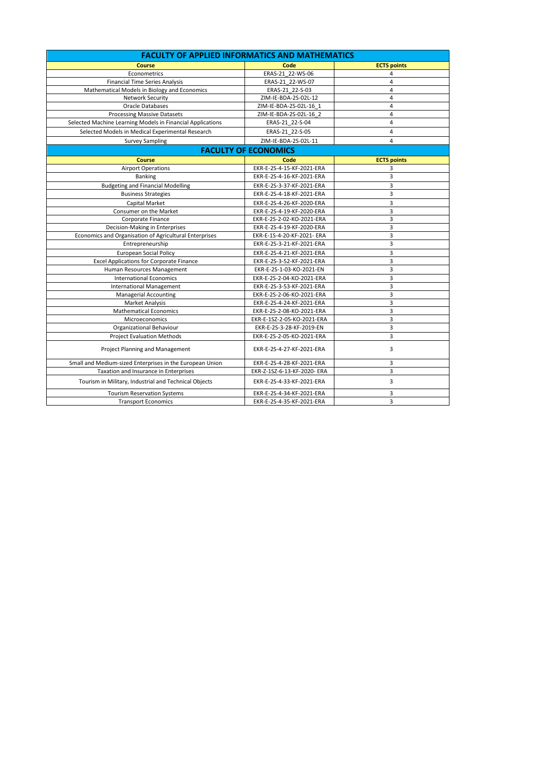## FACULTY OF APPLIED INFORMATICS AND MATHEMATICS

| Course | Code | ECTS points |
|---|---|---|
| Econometrics | ERAS-21_22-WS-06 | 4 |
| Financial Time Series Analysis | ERAS-21_22-WS-07 | 4 |
| Mathematical Models in Biology and Economics | ERAS-21_22-S-03 | 4 |
| Network Security | ZIM-IE-BDA-2S-02L-12 | 4 |
| Oracle Databases | ZIM-IE-BDA-2S-02L-16_1 | 4 |
| Processing Massive Datasets | ZIM-IE-BDA-2S-02L-16_2 | 4 |
| Selected Machine Learning Models in Financial Applications | ERAS-21_22-S-04 | 4 |
| Selected Models in Medical Experimental Research | ERAS-21_22-S-05 | 4 |
| Survey Sampling | ZIM-IE-BDA-2S-02L-11 | 4 |

## FACULTY OF ECONOMICS

| Course | Code | ECTS points |
|---|---|---|
| Airport Operations | EKR-E-2S-4-15-KF-2021-ERA | 3 |
| Banking | EKR-E-2S-4-16-KF-2021-ERA | 3 |
| Budgeting and Financial Modelling | EKR-E-2S-3-37-KF-2021-ERA | 3 |
| Business Strategies | EKR-E-2S-4-18-KF-2021-ERA | 3 |
| Capital Market | EKR-E-2S-4-26-KF-2020-ERA | 3 |
| Consumer on the Market | EKR-E-2S-4-19-KF-2020-ERA | 3 |
| Corporate Finance | EKR-E-2S-2-02-KO-2021-ERA | 3 |
| Decision-Making in Enterprises | EKR-E-2S-4-19-KF-2020-ERA | 3 |
| Economics and Organisation of Agricultural Enterprises | EKR-E-1S-4-20-KF-2021- ERA | 3 |
| Entrepreneurship | EKR-E-2S-3-21-KF-2021-ERA | 3 |
| European Social Policy | EKR-E-2S-4-21-KF-2021-ERA | 3 |
| Excel Applications for Corporate Finance | EKR-E-2S-3-52-KF-2021-ERA | 3 |
| Human Resources Management | EKR-E-2S-1-03-KO-2021-EN | 3 |
| International Economics | EKR-E-2S-2-04-KO-2021-ERA | 3 |
| International Management | EKR-E-2S-3-53-KF-2021-ERA | 3 |
| Managerial Accounting | EKR-E-2S-2-06-KO-2021-ERA | 3 |
| Market Analysis | EKR-E-2S-4-24-KF-2021-ERA | 3 |
| Mathematical Economics | EKR-E-2S-2-08-KO-2021-ERA | 3 |
| Microeconomics | EKR-E-1SZ-2-05-KO-2021-ERA | 3 |
| Organizational Behaviour | EKR-E-2S-3-28-KF-2019-EN | 3 |
| Project Evaluation Methods | EKR-E-2S-2-05-KO-2021-ERA | 3 |
| Project Planning and Management | EKR-E-2S-4-27-KF-2021-ERA | 3 |
| Small and Medium-sized Enterprises in the European Union | EKR-E-2S-4-28-KF-2021-ERA | 3 |
| Taxation and Insurance in Enterprises | EKR-Z-1SZ-6-13-KF-2020- ERA | 3 |
| Tourism in Military, Industrial and Technical Objects | EKR-E-2S-4-33-KF-2021-ERA | 3 |
| Tourism Reservation Systems | EKR-E-2S-4-34-KF-2021-ERA | 3 |
| Transport Economics | EKR-E-2S-4-35-KF-2021-ERA | 3 |